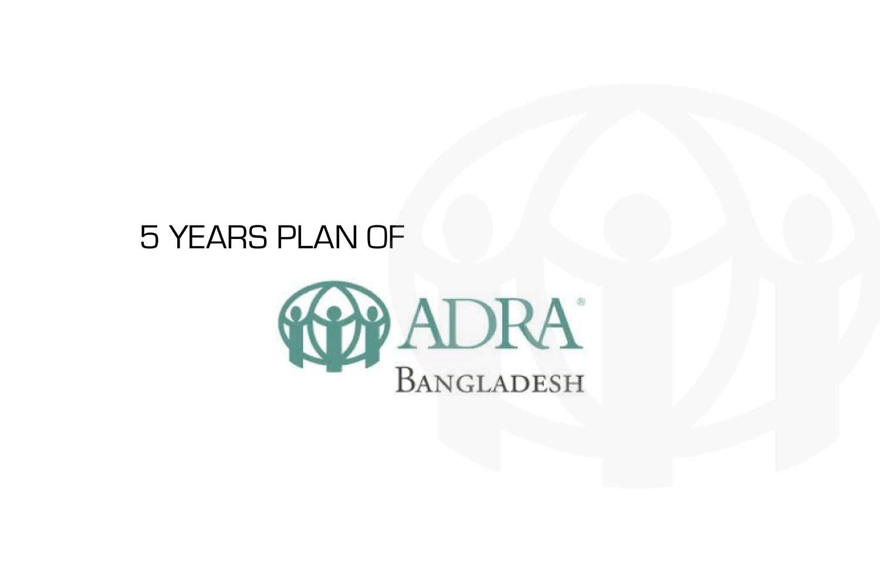# 5 YEARS PLAN OF

ADRA®

BANGLADESH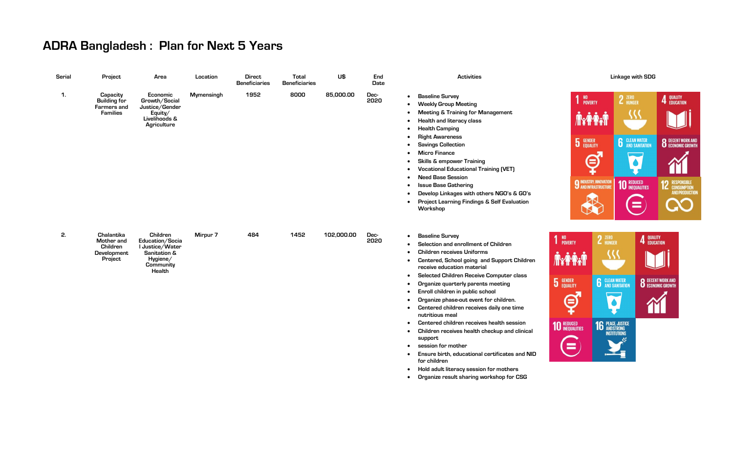# ADRA Bangladesh : Plan for Next 5 Years

| Serial | Project | Area | Location | Direct Beneficiaries | Total Beneficiaries | U$ | End Date | Activities | Linkage with SDG |
|---|---|---|---|---|---|---|---|---|---|
| 1. | Capacity Building for Farmers and Families | Economic Growth/Social Justice/Gender Equity/ Livelihoods & Agriculture | Mymensingh | 1952 | 8000 | 85,000.00 | Dec-2020 | • Baseline Survey<br>• Weekly Group Meeting<br>• Meeting & Training for Management<br>• Health and literacy class<br>• Health Camping<br>• Right Awareness<br>• Savings Collection<br>• Micro Finance<br>• Skills & empower Training<br>• Vocational Educational Training (VET)<br>• Need Base Session<br>• Issue Base Gathering<br>• Develop Linkages with others NGO's & GO's<br>• Project Learning Findings & Self Evaluation Workshop | 1 NO POVERTY; 2 ZERO HUNGER; 4 QUALITY EDUCATION; 5 GENDER EQUALITY; 6 CLEAN WATER AND SANITATION; 8 DECENT WORK AND ECONOMIC GROWTH; 9 INDUSTRY, INNOVATION AND INFRASTRUCTURE; 10 REDUCED INEQUALITIES; 12 RESPONSIBLE CONSUMPTION AND PRODUCTION |
| 2. | Chalantika Mother and Children Development Project | Children Education/Social Justice/Water Sanitation & Hygiene/ Community Health | Mirpur 7 | 484 | 1452 | 102,000.00 | Dec-2020 | • Baseline Survey<br>• Selection and enrollment of Children<br>• Children receives Uniforms<br>• Centered, School going and Support Children receive education material<br>• Selected Children Receive Computer class<br>• Organize quarterly parents meeting<br>• Enroll children in public school<br>• Organize phase-out event for children.<br>• Centered children receives daily one time nutritious meal<br>• Centered children receives health session<br>• Children receives health checkup and clinical support<br>• session for mother<br>• Ensure birth, educational certificates and NID for children<br>• Hold adult literacy session for mothers<br>• Organize result sharing workshop for CSG | 1 NO POVERTY; 2 ZERO HUNGER; 4 QUALITY EDUCATION; 5 GENDER EQUALITY; 6 CLEAN WATER AND SANITATION; 8 DECENT WORK AND ECONOMIC GROWTH; 10 REDUCED INEQUALITIES; 16 PEACE, JUSTICE AND STRONG INSTITUTIONS |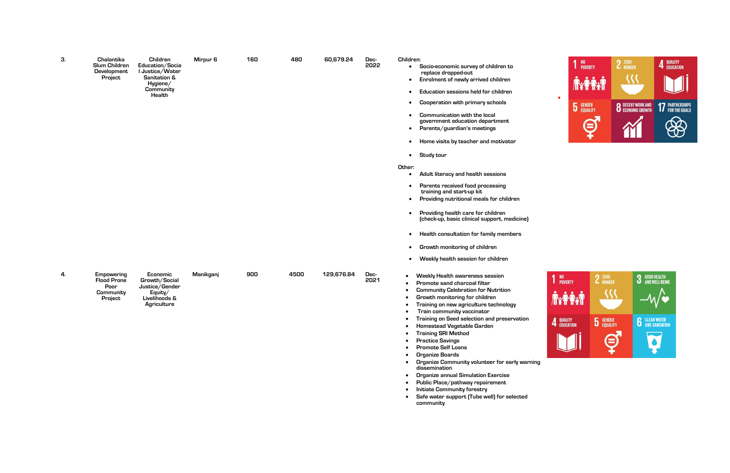| | | | | | | | | |
|---|---|---|---|---|---|---|---|---|
| 3. | Chalantika Slum Children Development Project | Children Education/Social Justice/Water Sanitation & Hygiene/ Community Health | Mirpur 6 | 160 | 480 | 60,679.24 | Dec-2022 | Children:<br>• Socio-economic survey of children to replace dropped-out<br>• Enrolment of newly arrived children<br>• Education sessions held for children<br>• Cooperation with primary schools<br>• Communication with the local government education department<br>• Parents/guardian's meetings<br>• Home visits by teacher and motivator<br>• Study tour<br><br>Other:<br>• Adult literacy and health sessions<br>• Parents received food processing training and start-up kit<br>• Providing nutritional meals for children<br>• Providing health care for children (check-up, basic clinical support, medicine)<br>• Health consultation for family members<br>• Growth monitoring of children<br>• Weekly health session for children |
| 4. | Empowering Flood Prone Poor Community Project | Economic Growth/Social Justice/Gender Equity/ Livelihoods & Agriculture | Manikganj | 900 | 4500 | 129,676.84 | Dec-2021 | • Weekly Health awareness session<br>• Promote sand charcoal filter<br>• Community Celebration for Nutrition<br>• Growth monitoring for children<br>• Training on new agriculture technology<br>• Train community vaccinator<br>• Training on Seed selection and preservation<br>• Homestead Vegetable Garden<br>• Training SRI Method<br>• Practice Savings<br>• Promote Self Loans<br>• Organize Boards<br>• Organize Community volunteer for early warning dissemination<br>• Organize annual Simulation Exercise<br>• Public Place/pathway repairement<br>• Initiate Community forestry<br>• Safe water support (Tube well) for selected community |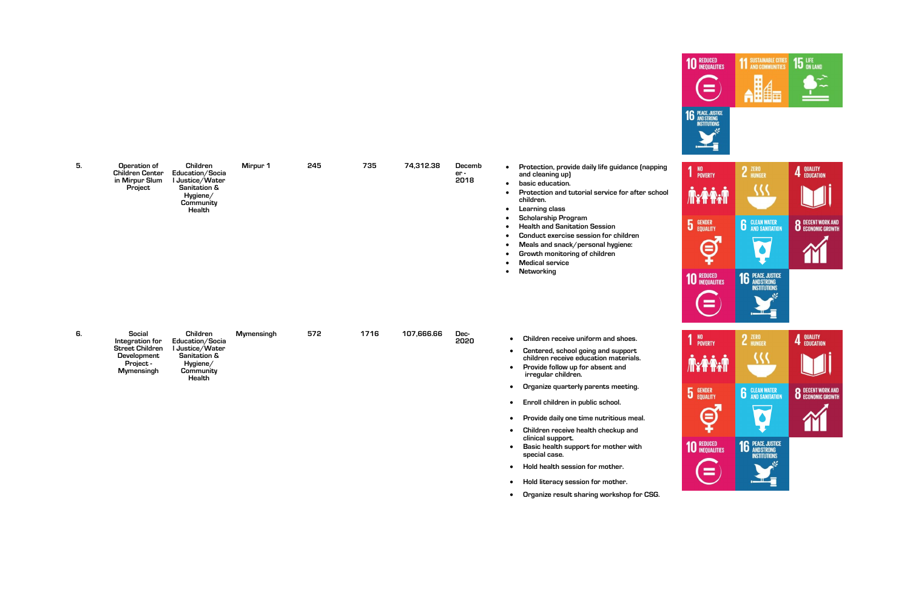| | | | | | | | | |
|---|---|---|---|---|---|---|---|---|
| | | | | | | | | 10 REDUCED INEQUALITIES; 11 SUSTAINABLE CITIES AND COMMUNITIES; 15 LIFE ON LAND; 16 PEACE, JUSTICE AND STRONG INSTITUTIONS |
| 5. | Operation of Children Center in Mirpur Slum Project | Children Education/Social Justice/Water Sanitation & Hygiene/ Community Health | Mirpur 1 | 245 | 735 | 74,312.38 | December - 2018 | • Protection, provide daily life guidance (napping and cleaning up)<br>• basic education.<br>• Protection and tutorial service for after school children.<br>• Learning class<br>• Scholarship Program<br>• Health and Sanitation Session<br>• Conduct exercise session for children<br>• Meals and snack/personal hygiene:<br>• Growth monitoring of children<br>• Medical service<br>• Networking |
| | | | | | | | | 1 NO POVERTY; 2 ZERO HUNGER; 4 QUALITY EDUCATION; 5 GENDER EQUALITY; 6 CLEAN WATER AND SANITATION; 8 DECENT WORK AND ECONOMIC GROWTH; 10 REDUCED INEQUALITIES; 16 PEACE, JUSTICE AND STRONG INSTITUTIONS |
| 6. | Social Integration for Street Children Development Project - Mymensingh | Children Education/Social Justice/Water Sanitation & Hygiene/ Community Health | Mymensingh | 572 | 1716 | 107,666.66 | Dec-2020 | • Children receive uniform and shoes.<br>• Centered, school going and support children receive education materials.<br>• Provide follow up for absent and irregular children.<br>• Organize quarterly parents meeting.<br>• Enroll children in public school.<br>• Provide daily one time nutritious meal.<br>• Children receive health checkup and clinical support.<br>• Basic health support for mother with special case.<br>• Hold health session for mother.<br>• Hold literacy session for mother.<br>• Organize result sharing workshop for CSG. |
| | | | | | | | | 1 NO POVERTY; 2 ZERO HUNGER; 4 QUALITY EDUCATION; 5 GENDER EQUALITY; 6 CLEAN WATER AND SANITATION; 8 DECENT WORK AND ECONOMIC GROWTH; 10 REDUCED INEQUALITIES; 16 PEACE, JUSTICE AND STRONG INSTITUTIONS |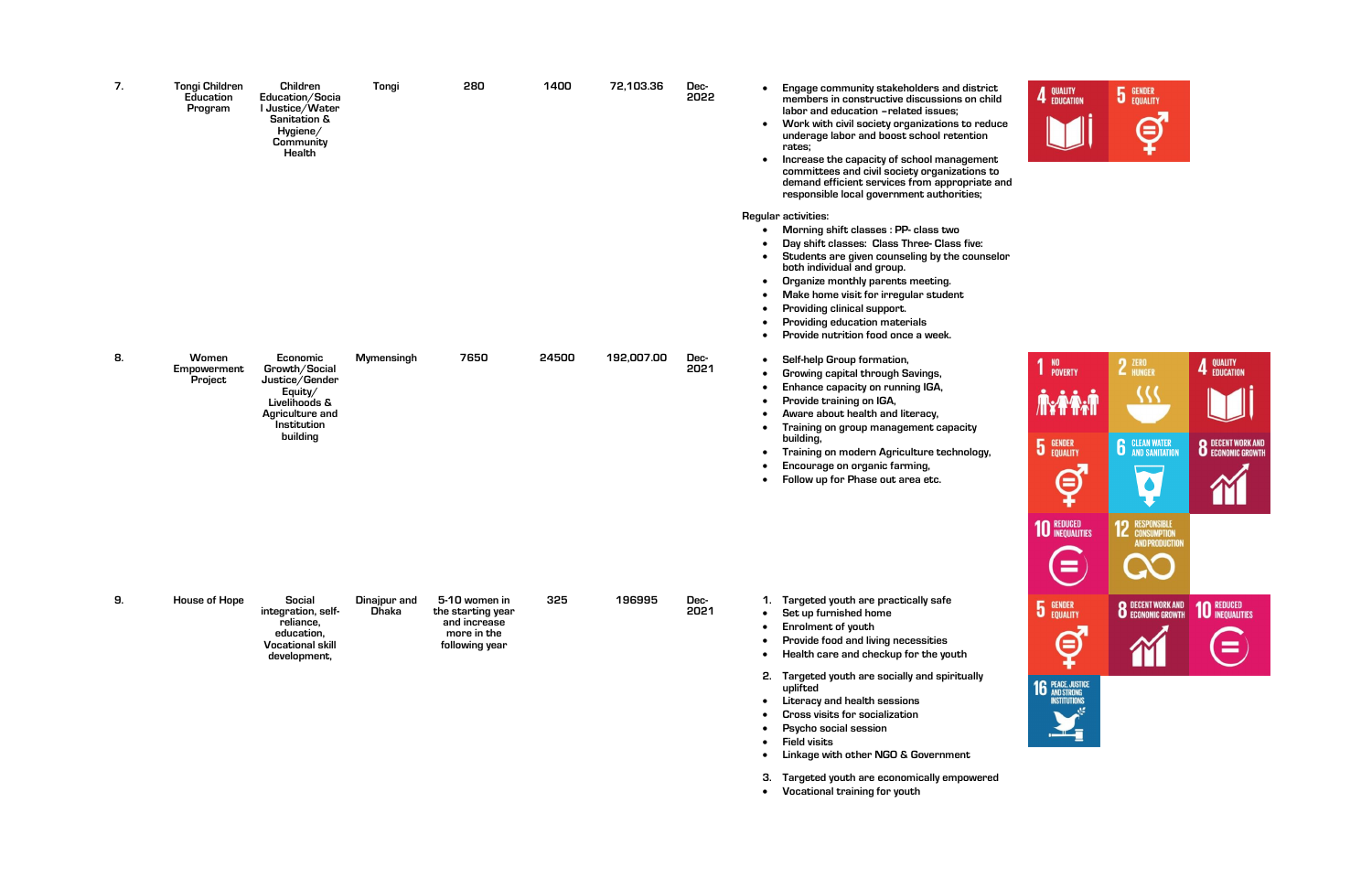| 7. | Tongi Children Education Program | Children Education/Social Justice/Water Sanitation & Hygiene/ Community Health | Tongi | 280 | 1400 | 72,103.36 | Dec-2022 | • Engage community stakeholders and district members in constructive discussions on child labor and education –related issues;<br>• Work with civil society organizations to reduce underage labor and boost school retention rates;<br>• Increase the capacity of school management committees and civil society organizations to demand efficient services from appropriate and responsible local government authorities;<br><br>Regular activities:<br>• Morning shift classes : PP- class two<br>• Day shift classes: Class Three- Class five:<br>• Students are given counseling by the counselor both individual and group.<br>• Organize monthly parents meeting.<br>• Make home visit for irregular student<br>• Providing clinical support.<br>• Providing education materials<br>• Provide nutrition food once a week. | 4 QUALITY EDUCATION; 5 GENDER EQUALITY |
|---|---|---|---|---|---|---|---|---|---|
| 8. | Women Empowerment Project | Economic Growth/Social Justice/Gender Equity/ Livelihoods & Agriculture and Institution building | Mymensingh | 7650 | 24500 | 192,007.00 | Dec-2021 | • Self-help Group formation,<br>• Growing capital through Savings,<br>• Enhance capacity on running IGA,<br>• Provide training on IGA,<br>• Aware about health and literacy,<br>• Training on group management capacity building,<br>• Training on modern Agriculture technology,<br>• Encourage on organic farming,<br>• Follow up for Phase out area etc. | 1 NO POVERTY; 2 ZERO HUNGER; 4 QUALITY EDUCATION; 5 GENDER EQUALITY; 6 CLEAN WATER AND SANITATION; 8 DECENT WORK AND ECONOMIC GROWTH; 10 REDUCED INEQUALITIES; 12 RESPONSIBLE CONSUMPTION AND PRODUCTION |
| 9. | House of Hope | Social integration, self-reliance, education, Vocational skill development, | Dinajpur and Dhaka | 5-10 women in the starting year and increase more in the following year | 325 | 196995 | Dec-2021 | 1. Targeted youth are practically safe<br>• Set up furnished home<br>• Enrolment of youth<br>• Provide food and living necessities<br>• Health care and checkup for the youth<br><br>2. Targeted youth are socially and spiritually uplifted<br>• Literacy and health sessions<br>• Cross visits for socialization<br>• Psycho social session<br>• Field visits<br>• Linkage with other NGO & Government<br><br>3. Targeted youth are economically empowered<br>• Vocational training for youth | 5 GENDER EQUALITY; 8 DECENT WORK AND ECONOMIC GROWTH; 10 REDUCED INEQUALITIES; 16 PEACE, JUSTICE AND STRONG INSTITUTIONS |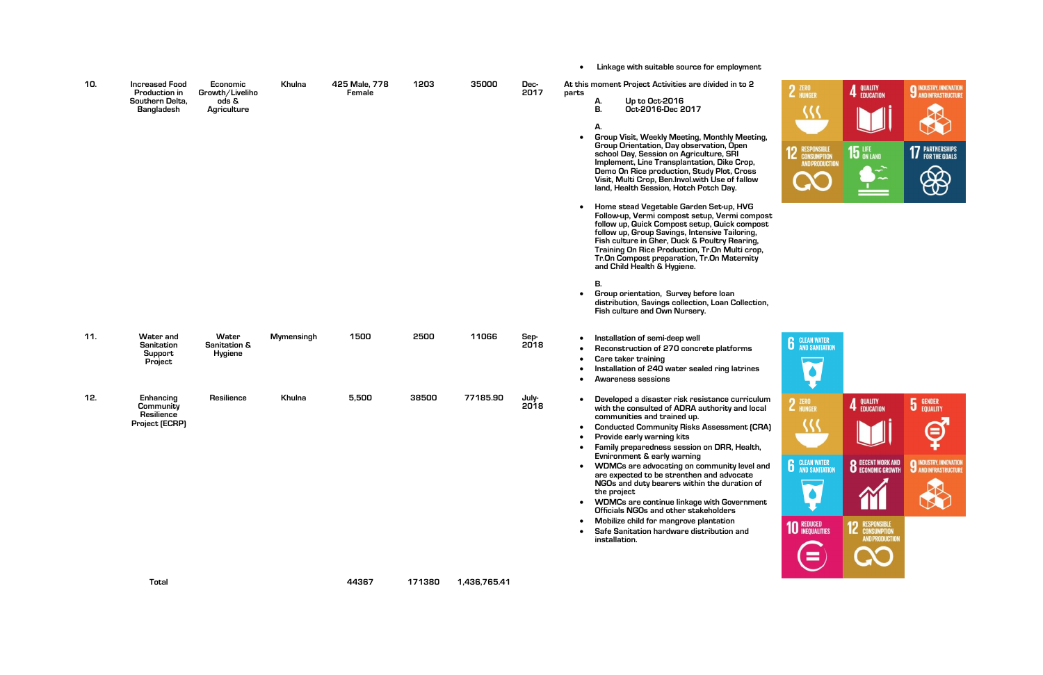|  |  |  |  |  |  |  |  |  |  |
|---|---|---|---|---|---|---|---|---|---|
|  |  |  |  |  |  |  |  | • Linkage with suitable source for employment |  |
| 10. | Increased Food Production in Southern Delta, Bangladesh | Economic Growth/Livelihoods & Agriculture | Khulna | 425 Male, 778 Female | 1203 | 35000 | Dec-2017 | At this moment Project Activities are divided in to 2 parts<br>A. Up to Oct-2016<br>B. Oct-2016-Dec 2017<br><br>A.<br>• Group Visit, Weekly Meeting, Monthly Meeting, Group Orientation, Day observation, Open school Day, Session on Agriculture, SRI Implement, Line Transplantation, Dike Crop, Demo On Rice production, Study Plot, Cross Visit, Multi Crop, Ben.Invol.with Use of fallow land, Health Session, Hotch Potch Day.<br>• Home stead Vegetable Garden Set-up, HVG Follow-up, Vermi compost setup, Vermi compost follow up, Quick Compost setup, Quick compost follow up, Group Savings, Intensive Tailoring, Fish culture in Gher, Duck & Poultry Rearing, Training On Rice Production, Tr.On Multi crop, Tr.On Compost preparation, Tr.On Maternity and Child Health & Hygiene.<br><br>B.<br>• Group orientation, Survey before loan distribution, Savings collection, Loan Collection, Fish culture and Own Nursery. | 2 ZERO HUNGER; 4 QUALITY EDUCATION; 9 INDUSTRY, INNOVATION AND INFRASTRUCTURE; 12 RESPONSIBLE CONSUMPTION AND PRODUCTION; 15 LIFE ON LAND; 17 PARTNERSHIPS FOR THE GOALS |
| 11. | Water and Sanitation Support Project | Water Sanitation & Hygiene | Mymensingh | 1500 | 2500 | 11066 | Sep-2018 | • Installation of semi-deep well<br>• Reconstruction of 270 concrete platforms<br>• Care taker training<br>• Installation of 240 water sealed ring latrines<br>• Awareness sessions | 6 CLEAN WATER AND SANITATION |
| 12. | Enhancing Community Resilience Project (ECRP) | Resilience | Khulna | 5,500 | 38500 | 77185.90 | July-2018 | • Developed a disaster risk resistance curriculum with the consulted of ADRA authority and local communities and trained up.<br>• Conducted Community Risks Assessment (CRA)<br>• Provide early warning kits<br>• Family preparedness session on DRR, Health, Evnironment & early warning<br>• WDMCs are advocating on community level and are expected to be strenthen and advocate NGOs and duty bearers within the duration of the project<br>• WDMCs are continue linkage with Government Officials NGOs and other stakeholders<br>• Mobilize child for mangrove plantation<br>• Safe Sanitation hardware distribution and installation. | 2 ZERO HUNGER; 4 QUALITY EDUCATION; 5 GENDER EQUALITY; 6 CLEAN WATER AND SANITATION; 8 DECENT WORK AND ECONOMIC GROWTH; 9 INDUSTRY, INNOVATION AND INFRASTRUCTURE; 10 REDUCED INEQUALITIES; 12 RESPONSIBLE CONSUMPTION AND PRODUCTION |
|  | Total |  |  | 44367 | 171380 | 1,436,765.41 |  |  |  |